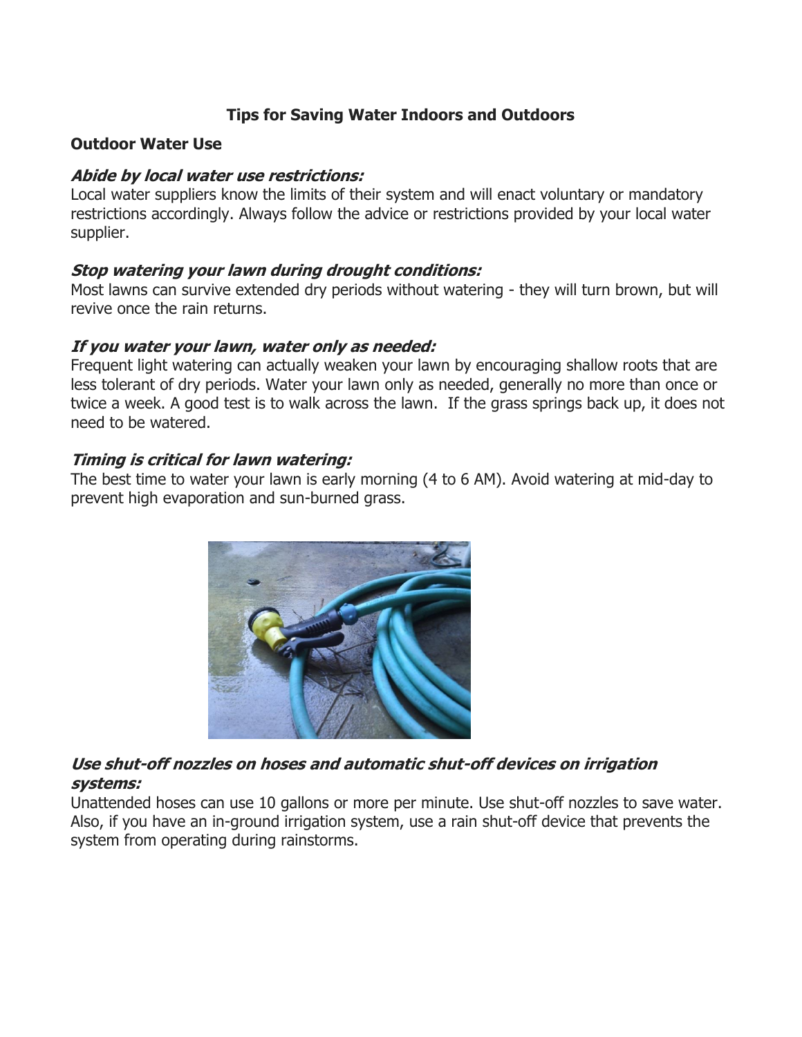# Tips for Saving Water Indoors and Outdoors

## Outdoor Water Use

### *Abide by local water use restrictions:*

Local water suppliers know the limits of their system and will enact voluntary or mandatory restrictions accordingly. Always follow the advice or restrictions provided by your local water supplier.

### *Stop watering your lawn during drought conditions:*

Most lawns can survive extended dry periods without watering - they will turn brown, but will revive once the rain returns.

### *If you water your lawn, water only as needed:*

Frequent light watering can actually weaken your lawn by encouraging shallow roots that are less tolerant of dry periods. Water your lawn only as needed, generally no more than once or twice a week. A good test is to walk across the lawn. If the grass springs back up, it does not need to be watered.

### *Timing is critical for lawn watering:*

The best time to water your lawn is early morning (4 to 6 AM). Avoid watering at mid-day to prevent high evaporation and sun-burned grass.

### *Use shut-off nozzles on hoses and automatic shut-off devices on irrigation systems:*

Unattended hoses can use 10 gallons or more per minute. Use shut-off nozzles to save water. Also, if you have an in-ground irrigation system, use a rain shut-off device that prevents the system from operating during rainstorms.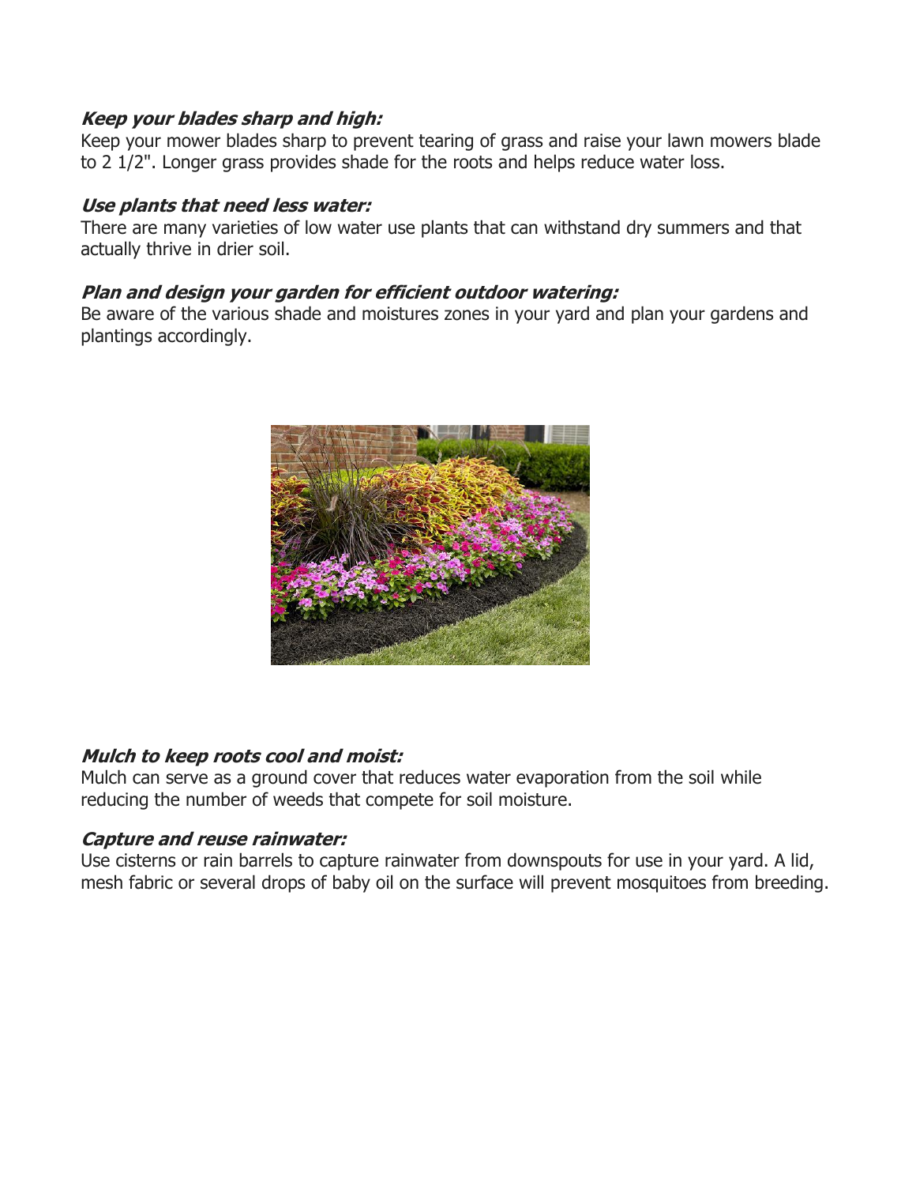***Keep your blades sharp and high:***
Keep your mower blades sharp to prevent tearing of grass and raise your lawn mowers blade to 2 1/2". Longer grass provides shade for the roots and helps reduce water loss.

***Use plants that need less water:***
There are many varieties of low water use plants that can withstand dry summers and that actually thrive in drier soil.

***Plan and design your garden for efficient outdoor watering:***
Be aware of the various shade and moistures zones in your yard and plan your gardens and plantings accordingly.

***Mulch to keep roots cool and moist:***
Mulch can serve as a ground cover that reduces water evaporation from the soil while reducing the number of weeds that compete for soil moisture.

***Capture and reuse rainwater:***
Use cisterns or rain barrels to capture rainwater from downspouts for use in your yard. A lid, mesh fabric or several drops of baby oil on the surface will prevent mosquitoes from breeding.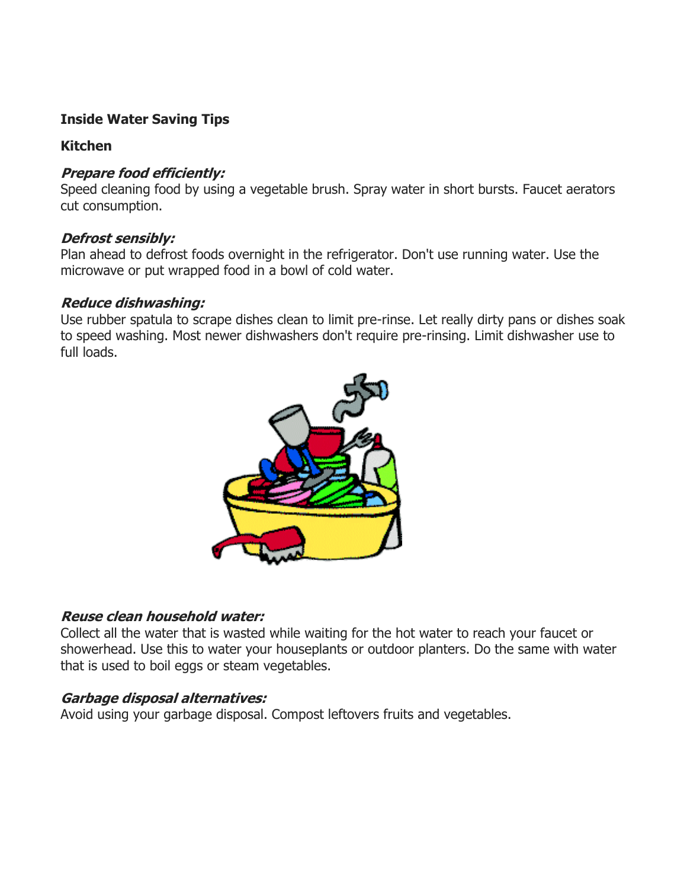**Inside Water Saving Tips**

**Kitchen**

***Prepare food efficiently:***
Speed cleaning food by using a vegetable brush. Spray water in short bursts. Faucet aerators cut consumption.

***Defrost sensibly:***
Plan ahead to defrost foods overnight in the refrigerator. Don't use running water. Use the microwave or put wrapped food in a bowl of cold water.

***Reduce dishwashing:***
Use rubber spatula to scrape dishes clean to limit pre-rinse. Let really dirty pans or dishes soak to speed washing. Most newer dishwashers don't require pre-rinsing. Limit dishwasher use to full loads.

***Reuse clean household water:***
Collect all the water that is wasted while waiting for the hot water to reach your faucet or showerhead. Use this to water your houseplants or outdoor planters. Do the same with water that is used to boil eggs or steam vegetables.

***Garbage disposal alternatives:***
Avoid using your garbage disposal. Compost leftovers fruits and vegetables.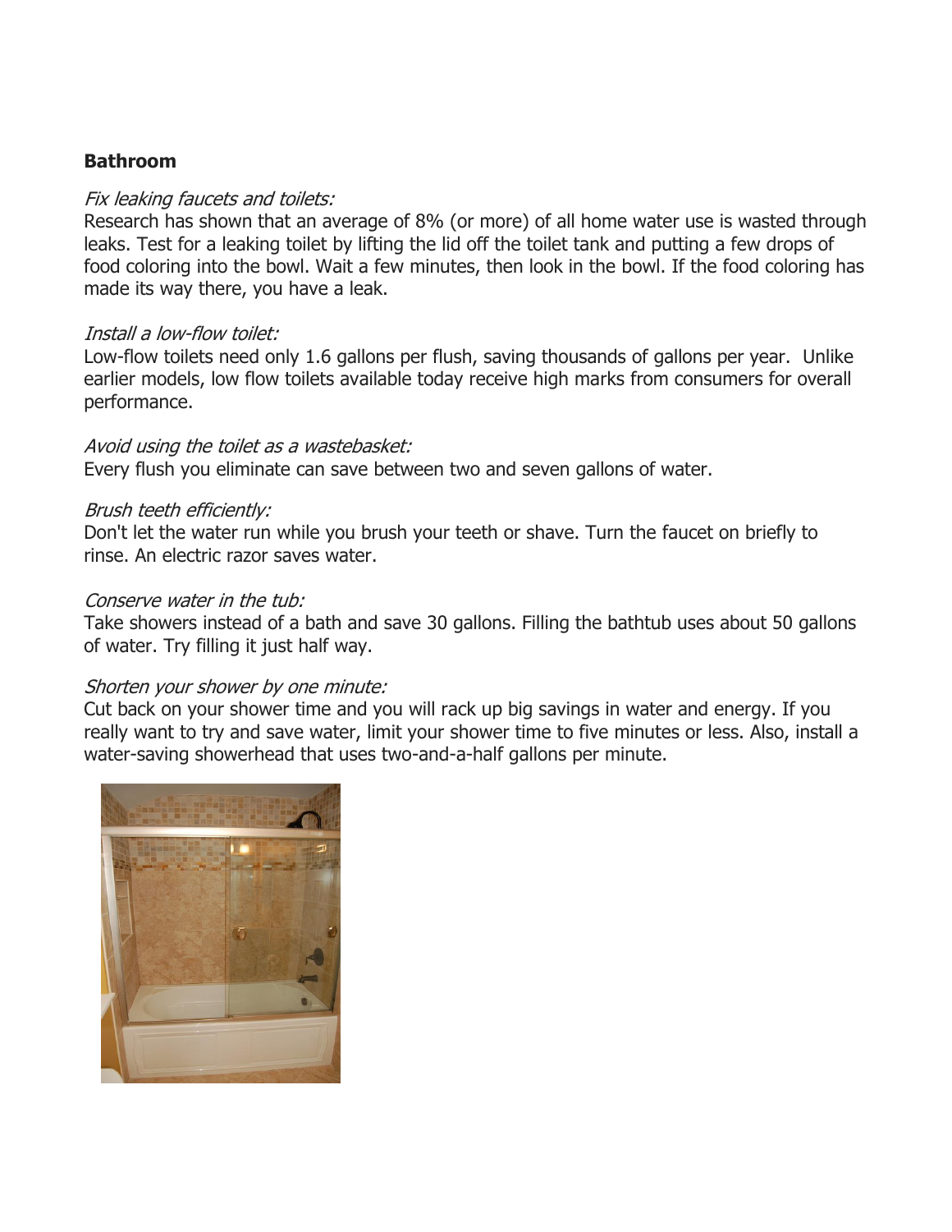**Bathroom**

*Fix leaking faucets and toilets:*
Research has shown that an average of 8% (or more) of all home water use is wasted through leaks. Test for a leaking toilet by lifting the lid off the toilet tank and putting a few drops of food coloring into the bowl. Wait a few minutes, then look in the bowl. If the food coloring has made its way there, you have a leak.

*Install a low-flow toilet:*
Low-flow toilets need only 1.6 gallons per flush, saving thousands of gallons per year. Unlike earlier models, low flow toilets available today receive high marks from consumers for overall performance.

*Avoid using the toilet as a wastebasket:*
Every flush you eliminate can save between two and seven gallons of water.

*Brush teeth efficiently:*
Don't let the water run while you brush your teeth or shave. Turn the faucet on briefly to rinse. An electric razor saves water.

*Conserve water in the tub:*
Take showers instead of a bath and save 30 gallons. Filling the bathtub uses about 50 gallons of water. Try filling it just half way.

*Shorten your shower by one minute:*
Cut back on your shower time and you will rack up big savings in water and energy. If you really want to try and save water, limit your shower time to five minutes or less. Also, install a water-saving showerhead that uses two-and-a-half gallons per minute.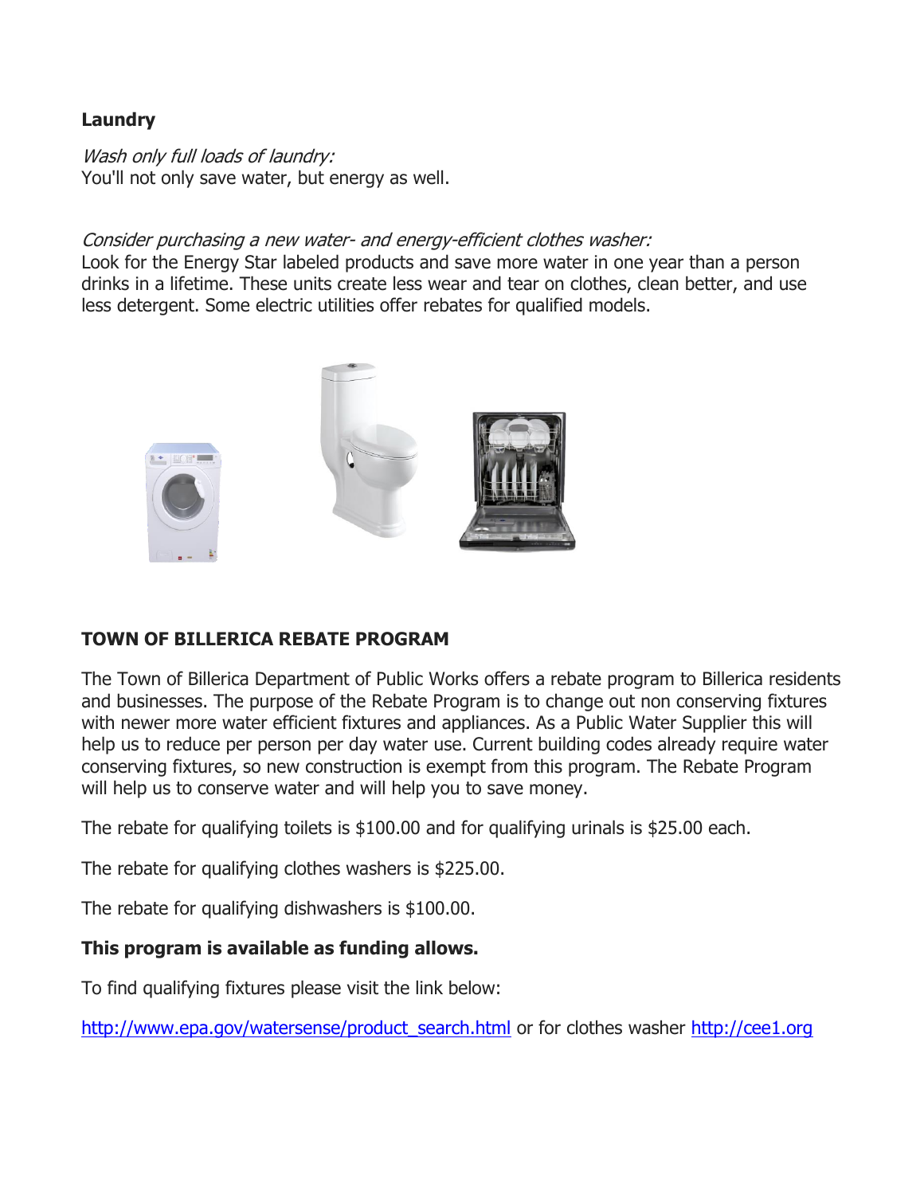**Laundry**

*Wash only full loads of laundry:*
You'll not only save water, but energy as well.

*Consider purchasing a new water- and energy-efficient clothes washer:*
Look for the Energy Star labeled products and save more water in one year than a person drinks in a lifetime. These units create less wear and tear on clothes, clean better, and use less detergent. Some electric utilities offer rebates for qualified models.

**TOWN OF BILLERICA REBATE PROGRAM**

The Town of Billerica Department of Public Works offers a rebate program to Billerica residents and businesses. The purpose of the Rebate Program is to change out non conserving fixtures with newer more water efficient fixtures and appliances. As a Public Water Supplier this will help us to reduce per person per day water use. Current building codes already require water conserving fixtures, so new construction is exempt from this program. The Rebate Program will help us to conserve water and will help you to save money.

The rebate for qualifying toilets is $100.00 and for qualifying urinals is $25.00 each.

The rebate for qualifying clothes washers is $225.00.

The rebate for qualifying dishwashers is $100.00.

**This program is available as funding allows.**

To find qualifying fixtures please visit the link below:

[http://www.epa.gov/watersense/product_search.html](http://www.epa.gov/watersense/product_search.html) or for clothes washer [http://cee1.org](http://cee1.org)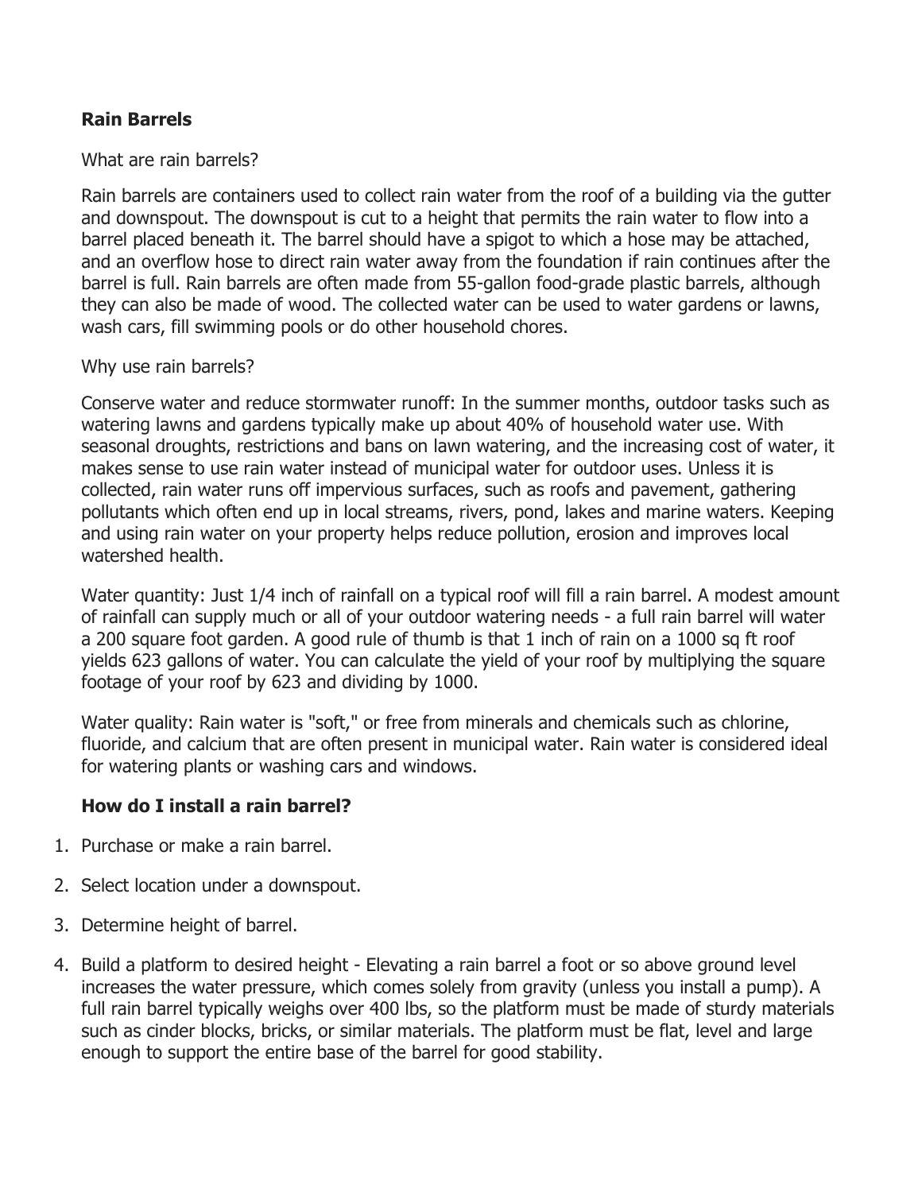**Rain Barrels**

What are rain barrels?

Rain barrels are containers used to collect rain water from the roof of a building via the gutter and downspout. The downspout is cut to a height that permits the rain water to flow into a barrel placed beneath it. The barrel should have a spigot to which a hose may be attached, and an overflow hose to direct rain water away from the foundation if rain continues after the barrel is full. Rain barrels are often made from 55-gallon food-grade plastic barrels, although they can also be made of wood. The collected water can be used to water gardens or lawns, wash cars, fill swimming pools or do other household chores.

Why use rain barrels?

Conserve water and reduce stormwater runoff: In the summer months, outdoor tasks such as watering lawns and gardens typically make up about 40% of household water use. With seasonal droughts, restrictions and bans on lawn watering, and the increasing cost of water, it makes sense to use rain water instead of municipal water for outdoor uses. Unless it is collected, rain water runs off impervious surfaces, such as roofs and pavement, gathering pollutants which often end up in local streams, rivers, pond, lakes and marine waters. Keeping and using rain water on your property helps reduce pollution, erosion and improves local watershed health.

Water quantity: Just 1/4 inch of rainfall on a typical roof will fill a rain barrel. A modest amount of rainfall can supply much or all of your outdoor watering needs - a full rain barrel will water a 200 square foot garden. A good rule of thumb is that 1 inch of rain on a 1000 sq ft roof yields 623 gallons of water. You can calculate the yield of your roof by multiplying the square footage of your roof by 623 and dividing by 1000.

Water quality: Rain water is "soft," or free from minerals and chemicals such as chlorine, fluoride, and calcium that are often present in municipal water. Rain water is considered ideal for watering plants or washing cars and windows.

**How do I install a rain barrel?**

1. Purchase or make a rain barrel.
2. Select location under a downspout.
3. Determine height of barrel.
4. Build a platform to desired height - Elevating a rain barrel a foot or so above ground level increases the water pressure, which comes solely from gravity (unless you install a pump). A full rain barrel typically weighs over 400 lbs, so the platform must be made of sturdy materials such as cinder blocks, bricks, or similar materials. The platform must be flat, level and large enough to support the entire base of the barrel for good stability.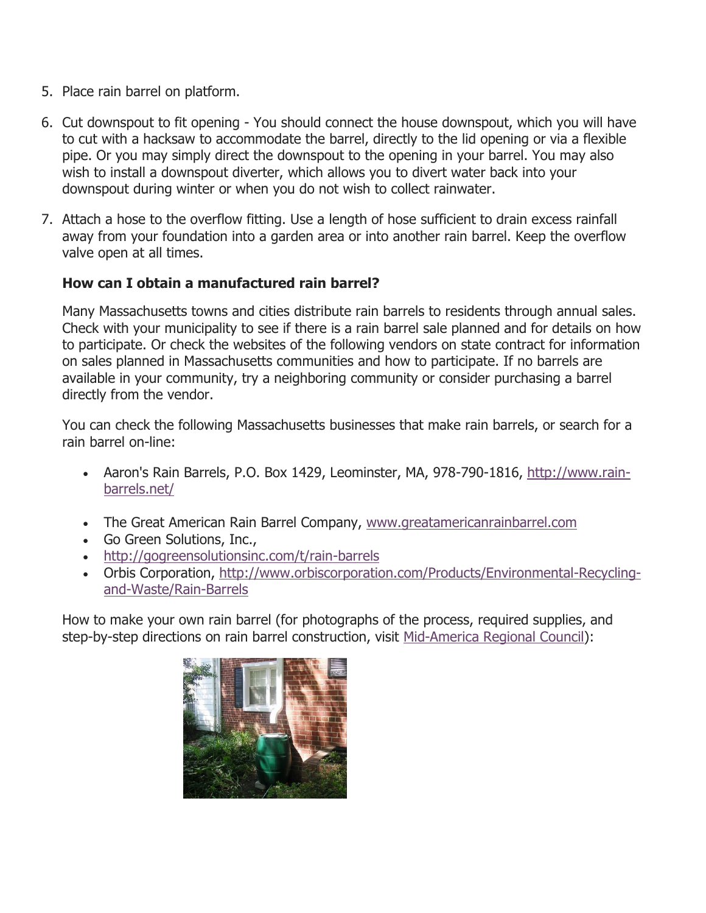5. Place rain barrel on platform.
6. Cut downspout to fit opening - You should connect the house downspout, which you will have to cut with a hacksaw to accommodate the barrel, directly to the lid opening or via a flexible pipe. Or you may simply direct the downspout to the opening in your barrel. You may also wish to install a downspout diverter, which allows you to divert water back into your downspout during winter or when you do not wish to collect rainwater.
7. Attach a hose to the overflow fitting. Use a length of hose sufficient to drain excess rainfall away from your foundation into a garden area or into another rain barrel. Keep the overflow valve open at all times.

**How can I obtain a manufactured rain barrel?**

Many Massachusetts towns and cities distribute rain barrels to residents through annual sales. Check with your municipality to see if there is a rain barrel sale planned and for details on how to participate. Or check the websites of the following vendors on state contract for information on sales planned in Massachusetts communities and how to participate. If no barrels are available in your community, try a neighboring community or consider purchasing a barrel directly from the vendor.

You can check the following Massachusetts businesses that make rain barrels, or search for a rain barrel on-line:

- Aaron's Rain Barrels, P.O. Box 1429, Leominster, MA, 978-790-1816, http://www.rain-barrels.net/
- The Great American Rain Barrel Company, www.greatamericanrainbarrel.com
- Go Green Solutions, Inc.,
- http://gogreensolutionsinc.com/t/rain-barrels
- Orbis Corporation, http://www.orbiscorporation.com/Products/Environmental-Recycling-and-Waste/Rain-Barrels

How to make your own rain barrel (for photographs of the process, required supplies, and step-by-step directions on rain barrel construction, visit Mid-America Regional Council):